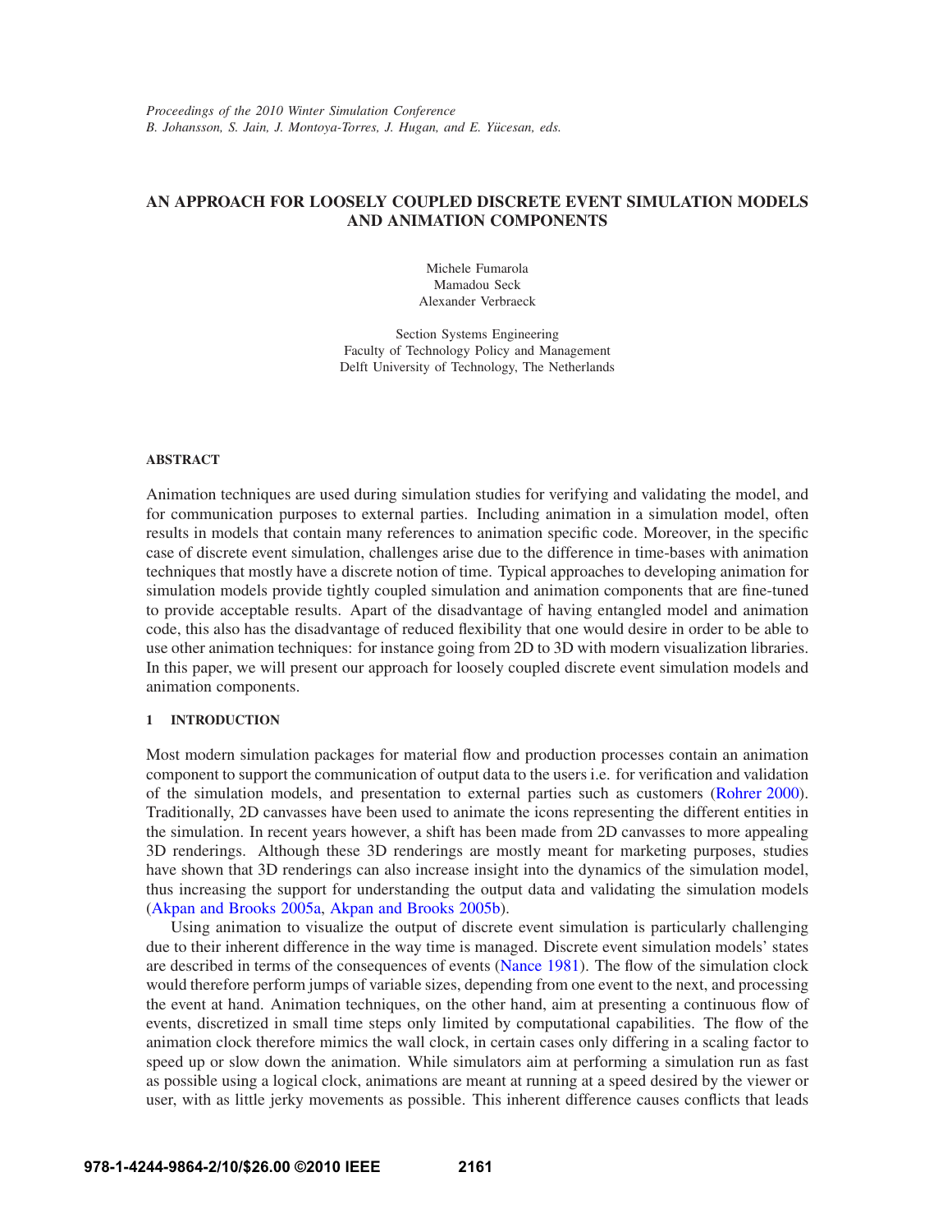*Proceedings of the 2010 Winter Simulation Conference*
*B. Johansson, S. Jain, J. Montoya-Torres, J. Hugan, and E. Yücesan, eds.*

# AN APPROACH FOR LOOSELY COUPLED DISCRETE EVENT SIMULATION MODELS AND ANIMATION COMPONENTS

Michele Fumarola
Mamadou Seck
Alexander Verbraeck

Section Systems Engineering
Faculty of Technology Policy and Management
Delft University of Technology, The Netherlands

## ABSTRACT

Animation techniques are used during simulation studies for verifying and validating the model, and for communication purposes to external parties. Including animation in a simulation model, often results in models that contain many references to animation specific code. Moreover, in the specific case of discrete event simulation, challenges arise due to the difference in time-bases with animation techniques that mostly have a discrete notion of time. Typical approaches to developing animation for simulation models provide tightly coupled simulation and animation components that are fine-tuned to provide acceptable results. Apart of the disadvantage of having entangled model and animation code, this also has the disadvantage of reduced flexibility that one would desire in order to be able to use other animation techniques: for instance going from 2D to 3D with modern visualization libraries. In this paper, we will present our approach for loosely coupled discrete event simulation models and animation components.

## 1 INTRODUCTION

Most modern simulation packages for material flow and production processes contain an animation component to support the communication of output data to the users i.e. for verification and validation of the simulation models, and presentation to external parties such as customers (Rohrer 2000). Traditionally, 2D canvasses have been used to animate the icons representing the different entities in the simulation. In recent years however, a shift has been made from 2D canvasses to more appealing 3D renderings. Although these 3D renderings are mostly meant for marketing purposes, studies have shown that 3D renderings can also increase insight into the dynamics of the simulation model, thus increasing the support for understanding the output data and validating the simulation models (Akpan and Brooks 2005a, Akpan and Brooks 2005b).

Using animation to visualize the output of discrete event simulation is particularly challenging due to their inherent difference in the way time is managed. Discrete event simulation models' states are described in terms of the consequences of events (Nance 1981). The flow of the simulation clock would therefore perform jumps of variable sizes, depending from one event to the next, and processing the event at hand. Animation techniques, on the other hand, aim at presenting a continuous flow of events, discretized in small time steps only limited by computational capabilities. The flow of the animation clock therefore mimics the wall clock, in certain cases only differing in a scaling factor to speed up or slow down the animation. While simulators aim at performing a simulation run as fast as possible using a logical clock, animations are meant at running at a speed desired by the viewer or user, with as little jerky movements as possible. This inherent difference causes conflicts that leads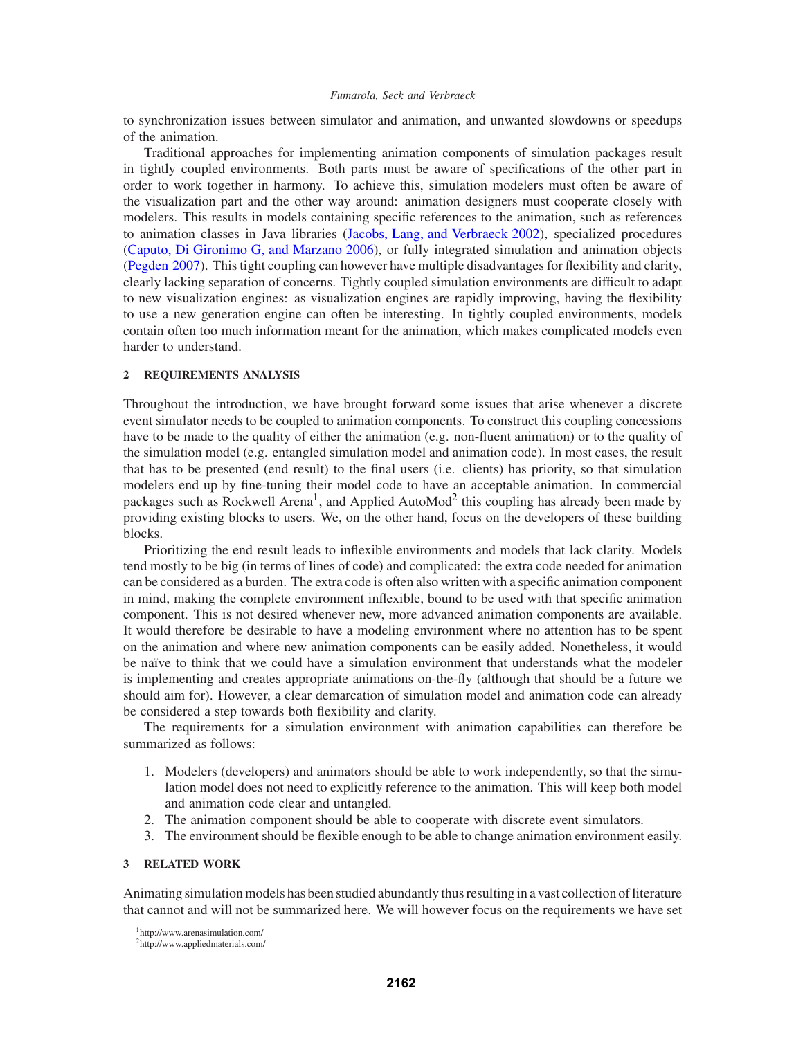to synchronization issues between simulator and animation, and unwanted slowdowns or speedups of the animation.

Traditional approaches for implementing animation components of simulation packages result in tightly coupled environments. Both parts must be aware of specifications of the other part in order to work together in harmony. To achieve this, simulation modelers must often be aware of the visualization part and the other way around: animation designers must cooperate closely with modelers. This results in models containing specific references to the animation, such as references to animation classes in Java libraries (Jacobs, Lang, and Verbraeck 2002), specialized procedures (Caputo, Di Gironimo G, and Marzano 2006), or fully integrated simulation and animation objects (Pegden 2007). This tight coupling can however have multiple disadvantages for flexibility and clarity, clearly lacking separation of concerns. Tightly coupled simulation environments are difficult to adapt to new visualization engines: as visualization engines are rapidly improving, having the flexibility to use a new generation engine can often be interesting. In tightly coupled environments, models contain often too much information meant for the animation, which makes complicated models even harder to understand.

## 2 REQUIREMENTS ANALYSIS

Throughout the introduction, we have brought forward some issues that arise whenever a discrete event simulator needs to be coupled to animation components. To construct this coupling concessions have to be made to the quality of either the animation (e.g. non-fluent animation) or to the quality of the simulation model (e.g. entangled simulation model and animation code). In most cases, the result that has to be presented (end result) to the final users (i.e. clients) has priority, so that simulation modelers end up by fine-tuning their model code to have an acceptable animation. In commercial packages such as Rockwell Arena[1], and Applied AutoMod[2] this coupling has already been made by providing existing blocks to users. We, on the other hand, focus on the developers of these building blocks.

Prioritizing the end result leads to inflexible environments and models that lack clarity. Models tend mostly to be big (in terms of lines of code) and complicated: the extra code needed for animation can be considered as a burden. The extra code is often also written with a specific animation component in mind, making the complete environment inflexible, bound to be used with that specific animation component. This is not desired whenever new, more advanced animation components are available. It would therefore be desirable to have a modeling environment where no attention has to be spent on the animation and where new animation components can be easily added. Nonetheless, it would be naïve to think that we could have a simulation environment that understands what the modeler is implementing and creates appropriate animations on-the-fly (although that should be a future we should aim for). However, a clear demarcation of simulation model and animation code can already be considered a step towards both flexibility and clarity.

The requirements for a simulation environment with animation capabilities can therefore be summarized as follows:

1. Modelers (developers) and animators should be able to work independently, so that the simulation model does not need to explicitly reference to the animation. This will keep both model and animation code clear and untangled.
2. The animation component should be able to cooperate with discrete event simulators.
3. The environment should be flexible enough to be able to change animation environment easily.

## 3 RELATED WORK

Animating simulation models has been studied abundantly thus resulting in a vast collection of literature that cannot and will not be summarized here. We will however focus on the requirements we have set

[1] http://www.arenasimulation.com/

[2] http://www.appliedmaterials.com/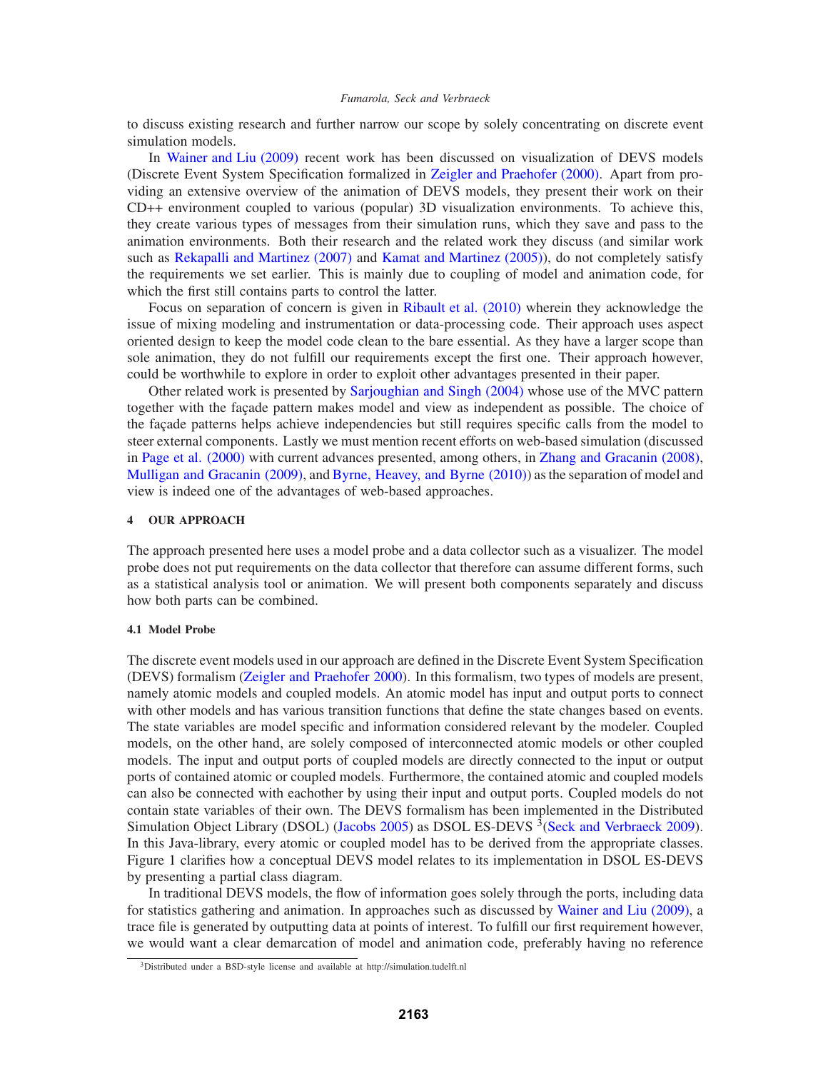to discuss existing research and further narrow our scope by solely concentrating on discrete event simulation models.

In Wainer and Liu (2009) recent work has been discussed on visualization of DEVS models (Discrete Event System Specification formalized in Zeigler and Praehofer (2000). Apart from providing an extensive overview of the animation of DEVS models, they present their work on their CD++ environment coupled to various (popular) 3D visualization environments. To achieve this, they create various types of messages from their simulation runs, which they save and pass to the animation environments. Both their research and the related work they discuss (and similar work such as Rekapalli and Martinez (2007) and Kamat and Martinez (2005)), do not completely satisfy the requirements we set earlier. This is mainly due to coupling of model and animation code, for which the first still contains parts to control the latter.

Focus on separation of concern is given in Ribault et al. (2010) wherein they acknowledge the issue of mixing modeling and instrumentation or data-processing code. Their approach uses aspect oriented design to keep the model code clean to the bare essential. As they have a larger scope than sole animation, they do not fulfill our requirements except the first one. Their approach however, could be worthwhile to explore in order to exploit other advantages presented in their paper.

Other related work is presented by Sarjoughian and Singh (2004) whose use of the MVC pattern together with the façade pattern makes model and view as independent as possible. The choice of the façade patterns helps achieve independencies but still requires specific calls from the model to steer external components. Lastly we must mention recent efforts on web-based simulation (discussed in Page et al. (2000) with current advances presented, among others, in Zhang and Gracanin (2008), Mulligan and Gracanin (2009), and Byrne, Heavey, and Byrne (2010)) as the separation of model and view is indeed one of the advantages of web-based approaches.

## 4 OUR APPROACH

The approach presented here uses a model probe and a data collector such as a visualizer. The model probe does not put requirements on the data collector that therefore can assume different forms, such as a statistical analysis tool or animation. We will present both components separately and discuss how both parts can be combined.

### 4.1 Model Probe

The discrete event models used in our approach are defined in the Discrete Event System Specification (DEVS) formalism (Zeigler and Praehofer 2000). In this formalism, two types of models are present, namely atomic models and coupled models. An atomic model has input and output ports to connect with other models and has various transition functions that define the state changes based on events. The state variables are model specific and information considered relevant by the modeler. Coupled models, on the other hand, are solely composed of interconnected atomic models or other coupled models. The input and output ports of coupled models are directly connected to the input or output ports of contained atomic or coupled models. Furthermore, the contained atomic and coupled models can also be connected with eachother by using their input and output ports. Coupled models do not contain state variables of their own. The DEVS formalism has been implemented in the Distributed Simulation Object Library (DSOL) (Jacobs 2005) as DSOL ES-DEVS [3](Seck and Verbraeck 2009). In this Java-library, every atomic or coupled model has to be derived from the appropriate classes. Figure 1 clarifies how a conceptual DEVS model relates to its implementation in DSOL ES-DEVS by presenting a partial class diagram.

In traditional DEVS models, the flow of information goes solely through the ports, including data for statistics gathering and animation. In approaches such as discussed by Wainer and Liu (2009), a trace file is generated by outputting data at points of interest. To fulfill our first requirement however, we would want a clear demarcation of model and animation code, preferably having no reference

[3] Distributed under a BSD-style license and available at http://simulation.tudelft.nl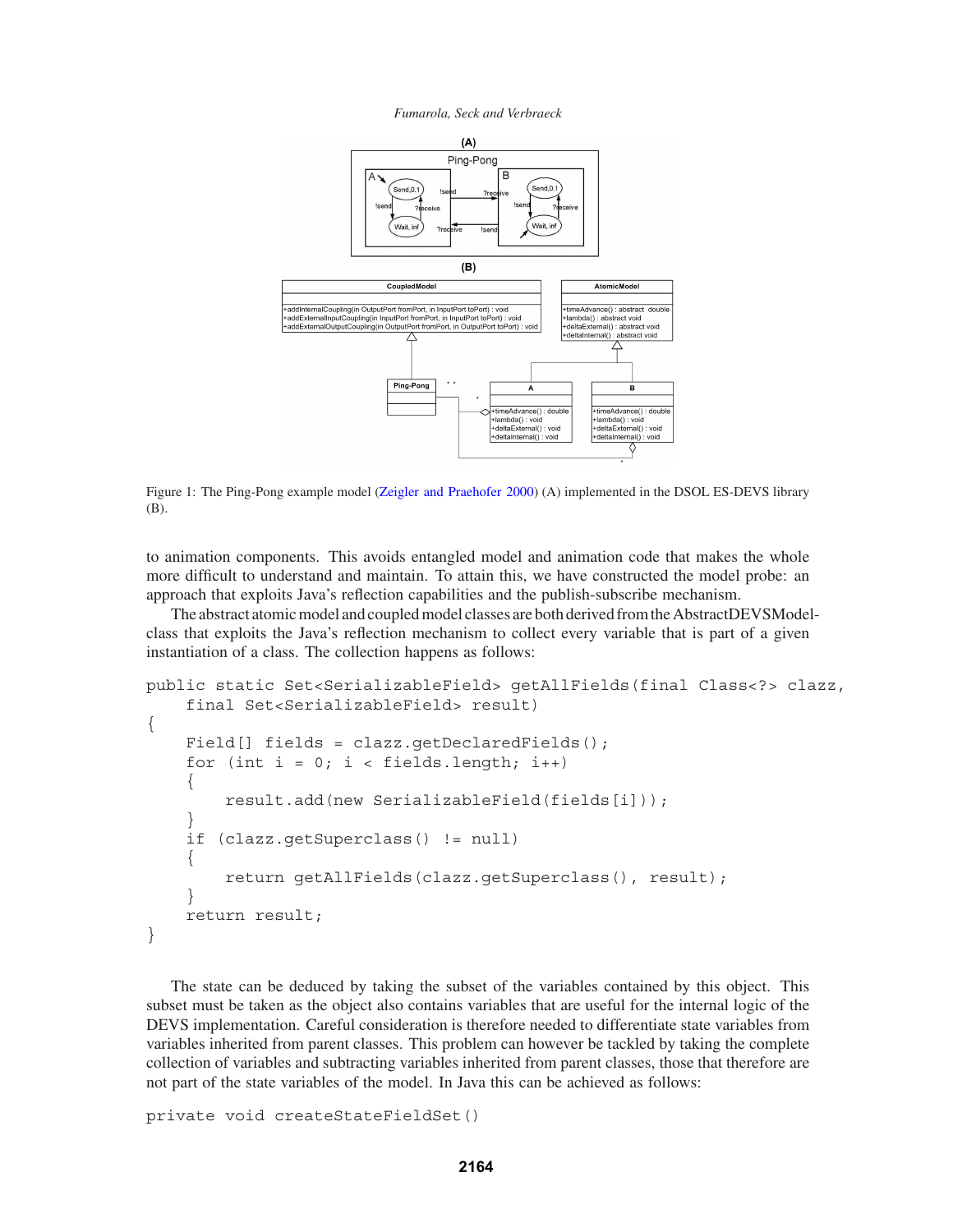Figure 1: The Ping-Pong example model (Zeigler and Praehofer 2000) (A) implemented in the DSOL ES-DEVS library (B).

to animation components. This avoids entangled model and animation code that makes the whole more difficult to understand and maintain. To attain this, we have constructed the model probe: an approach that exploits Java's reflection capabilities and the publish-subscribe mechanism.

The abstract atomic model and coupled model classes are both derived from the AbstractDEVSModel-class that exploits the Java's reflection mechanism to collect every variable that is part of a given instantiation of a class. The collection happens as follows:

```
public static Set<SerializableField> getAllFields(final Class<?> clazz,
    final Set<SerializableField> result)
{
    Field[] fields = clazz.getDeclaredFields();
    for (int i = 0; i < fields.length; i++)
    {
        result.add(new SerializableField(fields[i]));
    }
    if (clazz.getSuperclass() != null)
    {
        return getAllFields(clazz.getSuperclass(), result);
    }
    return result;
}
```

The state can be deduced by taking the subset of the variables contained by this object. This subset must be taken as the object also contains variables that are useful for the internal logic of the DEVS implementation. Careful consideration is therefore needed to differentiate state variables from variables inherited from parent classes. This problem can however be tackled by taking the complete collection of variables and subtracting variables inherited from parent classes, those that therefore are not part of the state variables of the model. In Java this can be achieved as follows:

```
private void createStateFieldSet()
```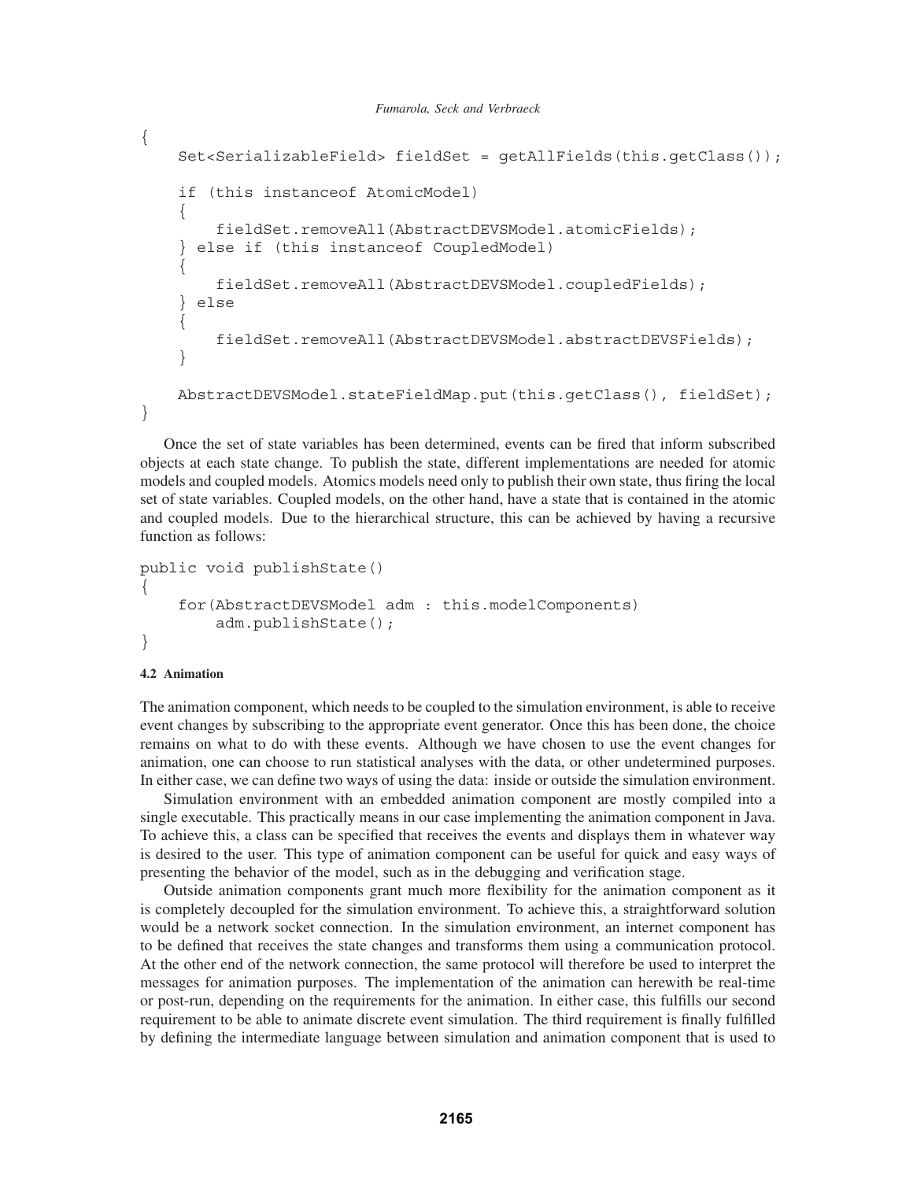```
{
    Set<SerializableField> fieldSet = getAllFields(this.getClass());

    if (this instanceof AtomicModel)
    {
        fieldSet.removeAll(AbstractDEVSModel.atomicFields);
    } else if (this instanceof CoupledModel)
    {
        fieldSet.removeAll(AbstractDEVSModel.coupledFields);
    } else
    {
        fieldSet.removeAll(AbstractDEVSModel.abstractDEVSFields);
    }

    AbstractDEVSModel.stateFieldMap.put(this.getClass(), fieldSet);
}
```

Once the set of state variables has been determined, events can be fired that inform subscribed objects at each state change. To publish the state, different implementations are needed for atomic models and coupled models. Atomics models need only to publish their own state, thus firing the local set of state variables. Coupled models, on the other hand, have a state that is contained in the atomic and coupled models. Due to the hierarchical structure, this can be achieved by having a recursive function as follows:

```
public void publishState()
{
    for(AbstractDEVSModel adm : this.modelComponents)
        adm.publishState();
}
```

#### 4.2 Animation

The animation component, which needs to be coupled to the simulation environment, is able to receive event changes by subscribing to the appropriate event generator. Once this has been done, the choice remains on what to do with these events. Although we have chosen to use the event changes for animation, one can choose to run statistical analyses with the data, or other undetermined purposes. In either case, we can define two ways of using the data: inside or outside the simulation environment.

Simulation environment with an embedded animation component are mostly compiled into a single executable. This practically means in our case implementing the animation component in Java. To achieve this, a class can be specified that receives the events and displays them in whatever way is desired to the user. This type of animation component can be useful for quick and easy ways of presenting the behavior of the model, such as in the debugging and verification stage.

Outside animation components grant much more flexibility for the animation component as it is completely decoupled for the simulation environment. To achieve this, a straightforward solution would be a network socket connection. In the simulation environment, an internet component has to be defined that receives the state changes and transforms them using a communication protocol. At the other end of the network connection, the same protocol will therefore be used to interpret the messages for animation purposes. The implementation of the animation can herewith be real-time or post-run, depending on the requirements for the animation. In either case, this fulfills our second requirement to be able to animate discrete event simulation. The third requirement is finally fulfilled by defining the intermediate language between simulation and animation component that is used to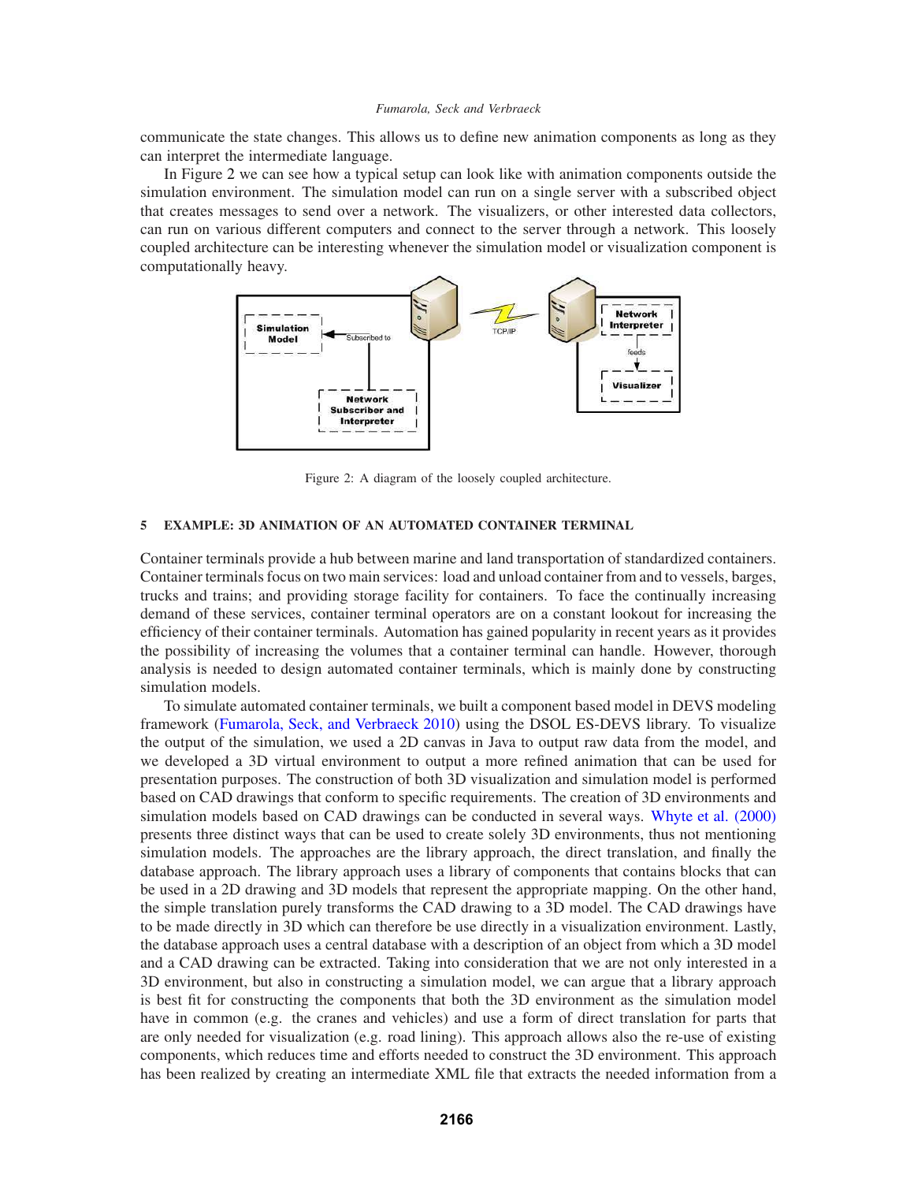communicate the state changes. This allows us to define new animation components as long as they can interpret the intermediate language.

In Figure 2 we can see how a typical setup can look like with animation components outside the simulation environment. The simulation model can run on a single server with a subscribed object that creates messages to send over a network. The visualizers, or other interested data collectors, can run on various different computers and connect to the server through a network. This loosely coupled architecture can be interesting whenever the simulation model or visualization component is computationally heavy.

Figure 2: A diagram of the loosely coupled architecture.

## 5 EXAMPLE: 3D ANIMATION OF AN AUTOMATED CONTAINER TERMINAL

Container terminals provide a hub between marine and land transportation of standardized containers. Container terminals focus on two main services: load and unload container from and to vessels, barges, trucks and trains; and providing storage facility for containers. To face the continually increasing demand of these services, container terminal operators are on a constant lookout for increasing the efficiency of their container terminals. Automation has gained popularity in recent years as it provides the possibility of increasing the volumes that a container terminal can handle. However, thorough analysis is needed to design automated container terminals, which is mainly done by constructing simulation models.

To simulate automated container terminals, we built a component based model in DEVS modeling framework (Fumarola, Seck, and Verbraeck 2010) using the DSOL ES-DEVS library. To visualize the output of the simulation, we used a 2D canvas in Java to output raw data from the model, and we developed a 3D virtual environment to output a more refined animation that can be used for presentation purposes. The construction of both 3D visualization and simulation model is performed based on CAD drawings that conform to specific requirements. The creation of 3D environments and simulation models based on CAD drawings can be conducted in several ways. Whyte et al. (2000) presents three distinct ways that can be used to create solely 3D environments, thus not mentioning simulation models. The approaches are the library approach, the direct translation, and finally the database approach. The library approach uses a library of components that contains blocks that can be used in a 2D drawing and 3D models that represent the appropriate mapping. On the other hand, the simple translation purely transforms the CAD drawing to a 3D model. The CAD drawings have to be made directly in 3D which can therefore be use directly in a visualization environment. Lastly, the database approach uses a central database with a description of an object from which a 3D model and a CAD drawing can be extracted. Taking into consideration that we are not only interested in a 3D environment, but also in constructing a simulation model, we can argue that a library approach is best fit for constructing the components that both the 3D environment as the simulation model have in common (e.g. the cranes and vehicles) and use a form of direct translation for parts that are only needed for visualization (e.g. road lining). This approach allows also the re-use of existing components, which reduces time and efforts needed to construct the 3D environment. This approach has been realized by creating an intermediate XML file that extracts the needed information from a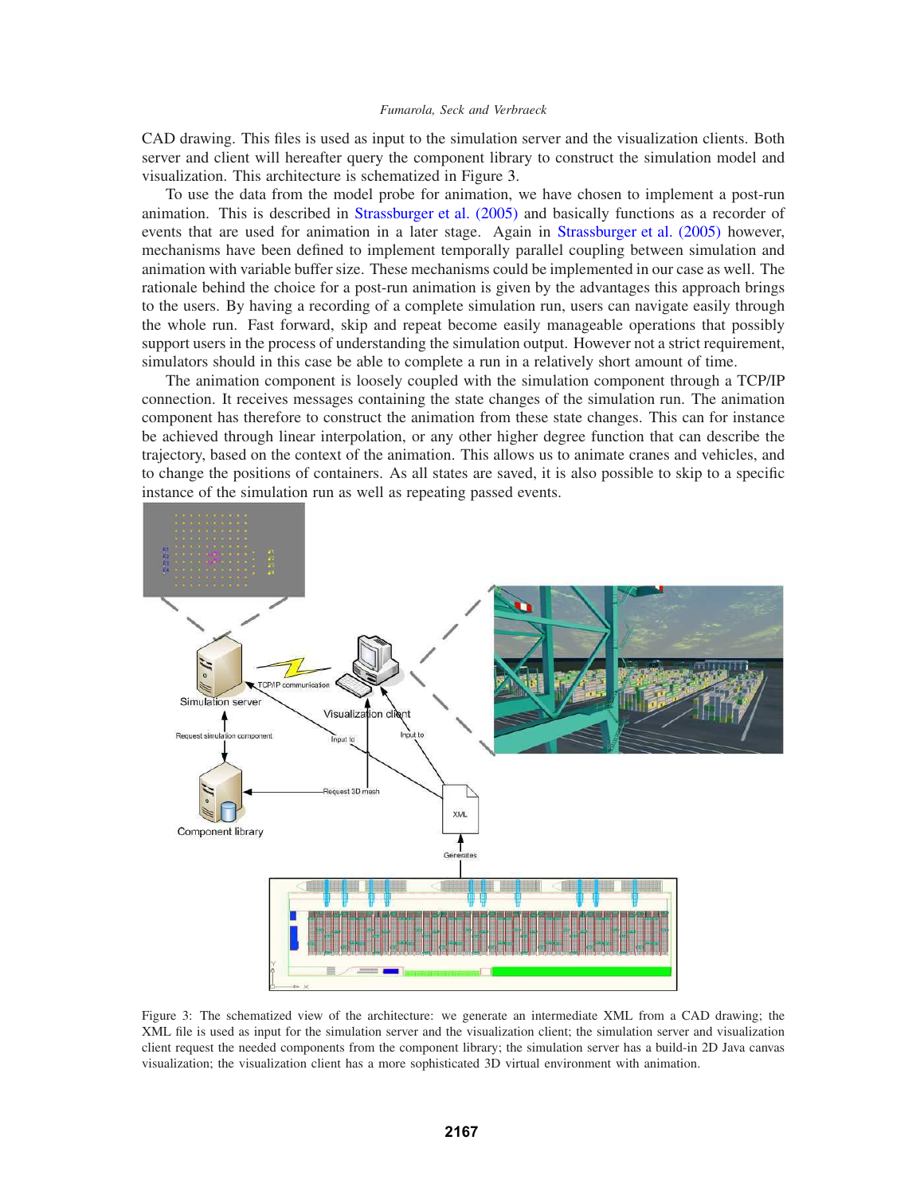CAD drawing. This files is used as input to the simulation server and the visualization clients. Both server and client will hereafter query the component library to construct the simulation model and visualization. This architecture is schematized in Figure 3.

To use the data from the model probe for animation, we have chosen to implement a post-run animation. This is described in Strassburger et al. (2005) and basically functions as a recorder of events that are used for animation in a later stage. Again in Strassburger et al. (2005) however, mechanisms have been defined to implement temporally parallel coupling between simulation and animation with variable buffer size. These mechanisms could be implemented in our case as well. The rationale behind the choice for a post-run animation is given by the advantages this approach brings to the users. By having a recording of a complete simulation run, users can navigate easily through the whole run. Fast forward, skip and repeat become easily manageable operations that possibly support users in the process of understanding the simulation output. However not a strict requirement, simulators should in this case be able to complete a run in a relatively short amount of time.

The animation component is loosely coupled with the simulation component through a TCP/IP connection. It receives messages containing the state changes of the simulation run. The animation component has therefore to construct the animation from these state changes. This can for instance be achieved through linear interpolation, or any other higher degree function that can describe the trajectory, based on the context of the animation. This allows us to animate cranes and vehicles, and to change the positions of containers. As all states are saved, it is also possible to skip to a specific instance of the simulation run as well as repeating passed events.

TCP/IP communication

Simulation server

Visualization client

Request simulation component

Input to

Input to

Request 3D mesh

Component library

XML

Generates

Figure 3: The schematized view of the architecture: we generate an intermediate XML from a CAD drawing; the XML file is used as input for the simulation server and the visualization client; the simulation server and visualization client request the needed components from the component library; the simulation server has a build-in 2D Java canvas visualization; the visualization client has a more sophisticated 3D virtual environment with animation.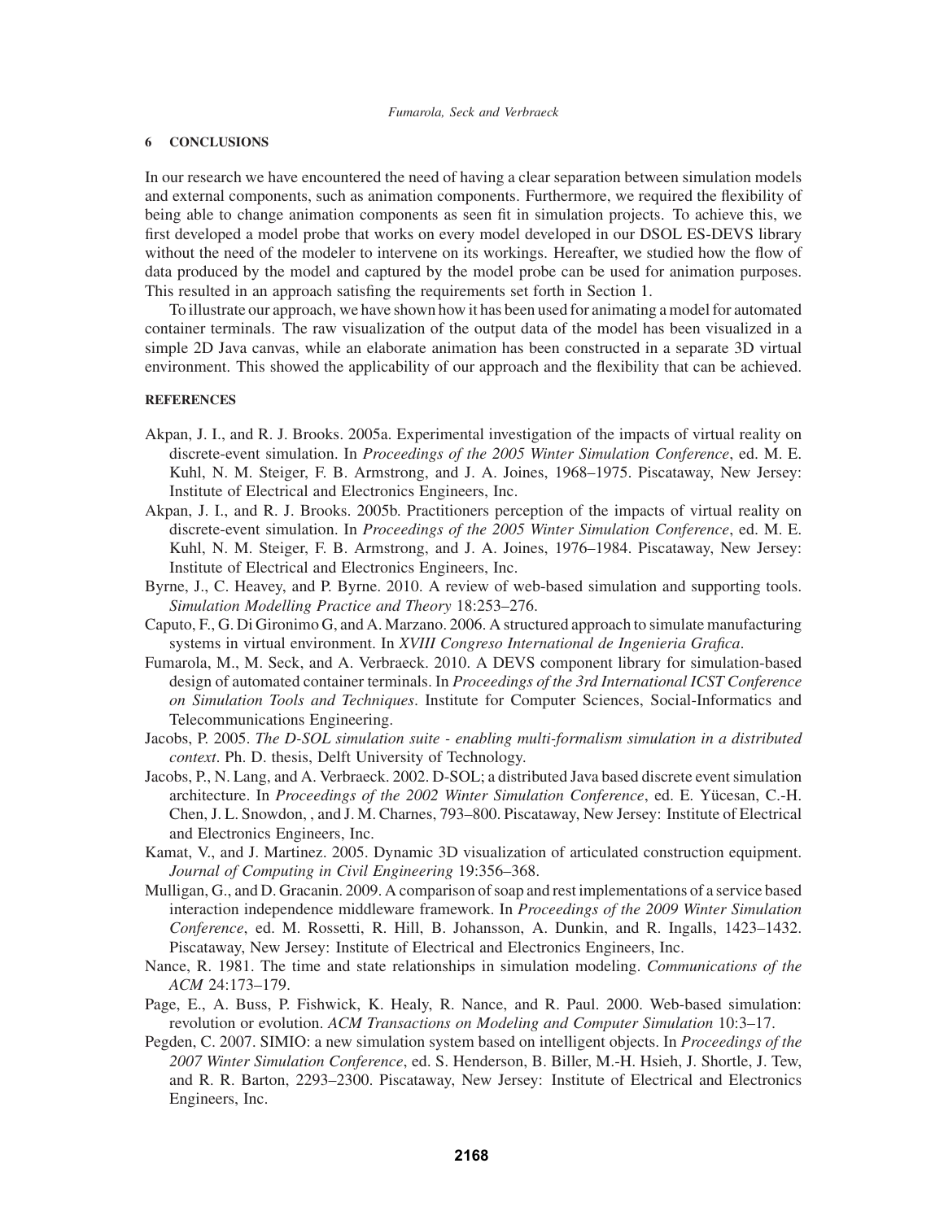## 6 CONCLUSIONS

In our research we have encountered the need of having a clear separation between simulation models and external components, such as animation components. Furthermore, we required the flexibility of being able to change animation components as seen fit in simulation projects. To achieve this, we first developed a model probe that works on every model developed in our DSOL ES-DEVS library without the need of the modeler to intervene on its workings. Hereafter, we studied how the flow of data produced by the model and captured by the model probe can be used for animation purposes. This resulted in an approach satisfing the requirements set forth in Section 1.

To illustrate our approach, we have shown how it has been used for animating a model for automated container terminals. The raw visualization of the output data of the model has been visualized in a simple 2D Java canvas, while an elaborate animation has been constructed in a separate 3D virtual environment. This showed the applicability of our approach and the flexibility that can be achieved.

## REFERENCES

- Akpan, J. I., and R. J. Brooks. 2005a. Experimental investigation of the impacts of virtual reality on discrete-event simulation. In *Proceedings of the 2005 Winter Simulation Conference*, ed. M. E. Kuhl, N. M. Steiger, F. B. Armstrong, and J. A. Joines, 1968–1975. Piscataway, New Jersey: Institute of Electrical and Electronics Engineers, Inc.
- Akpan, J. I., and R. J. Brooks. 2005b. Practitioners perception of the impacts of virtual reality on discrete-event simulation. In *Proceedings of the 2005 Winter Simulation Conference*, ed. M. E. Kuhl, N. M. Steiger, F. B. Armstrong, and J. A. Joines, 1976–1984. Piscataway, New Jersey: Institute of Electrical and Electronics Engineers, Inc.
- Byrne, J., C. Heavey, and P. Byrne. 2010. A review of web-based simulation and supporting tools. *Simulation Modelling Practice and Theory* 18:253–276.
- Caputo, F., G. Di Gironimo G, and A. Marzano. 2006. A structured approach to simulate manufacturing systems in virtual environment. In *XVIII Congreso International de Ingenieria Grafica*.
- Fumarola, M., M. Seck, and A. Verbraeck. 2010. A DEVS component library for simulation-based design of automated container terminals. In *Proceedings of the 3rd International ICST Conference on Simulation Tools and Techniques*. Institute for Computer Sciences, Social-Informatics and Telecommunications Engineering.
- Jacobs, P. 2005. *The D-SOL simulation suite - enabling multi-formalism simulation in a distributed context*. Ph. D. thesis, Delft University of Technology.
- Jacobs, P., N. Lang, and A. Verbraeck. 2002. D-SOL; a distributed Java based discrete event simulation architecture. In *Proceedings of the 2002 Winter Simulation Conference*, ed. E. Yücesan, C.-H. Chen, J. L. Snowdon, , and J. M. Charnes, 793–800. Piscataway, New Jersey: Institute of Electrical and Electronics Engineers, Inc.
- Kamat, V., and J. Martinez. 2005. Dynamic 3D visualization of articulated construction equipment. *Journal of Computing in Civil Engineering* 19:356–368.
- Mulligan, G., and D. Gracanin. 2009. A comparison of soap and rest implementations of a service based interaction independence middleware framework. In *Proceedings of the 2009 Winter Simulation Conference*, ed. M. Rossetti, R. Hill, B. Johansson, A. Dunkin, and R. Ingalls, 1423–1432. Piscataway, New Jersey: Institute of Electrical and Electronics Engineers, Inc.
- Nance, R. 1981. The time and state relationships in simulation modeling. *Communications of the ACM* 24:173–179.
- Page, E., A. Buss, P. Fishwick, K. Healy, R. Nance, and R. Paul. 2000. Web-based simulation: revolution or evolution. *ACM Transactions on Modeling and Computer Simulation* 10:3–17.
- Pegden, C. 2007. SIMIO: a new simulation system based on intelligent objects. In *Proceedings of the 2007 Winter Simulation Conference*, ed. S. Henderson, B. Biller, M.-H. Hsieh, J. Shortle, J. Tew, and R. R. Barton, 2293–2300. Piscataway, New Jersey: Institute of Electrical and Electronics Engineers, Inc.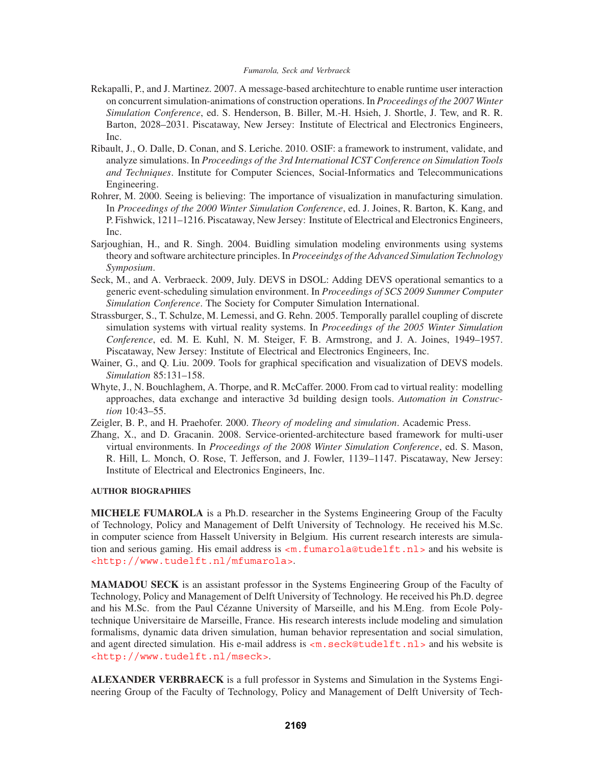Rekapalli, P., and J. Martinez. 2007. A message-based architechture to enable runtime user interaction on concurrent simulation-animations of construction operations. In *Proceedings of the 2007 Winter Simulation Conference*, ed. S. Henderson, B. Biller, M.-H. Hsieh, J. Shortle, J. Tew, and R. R. Barton, 2028–2031. Piscataway, New Jersey: Institute of Electrical and Electronics Engineers, Inc.

Ribault, J., O. Dalle, D. Conan, and S. Leriche. 2010. OSIF: a framework to instrument, validate, and analyze simulations. In *Proceedings of the 3rd International ICST Conference on Simulation Tools and Techniques*. Institute for Computer Sciences, Social-Informatics and Telecommunications Engineering.

Rohrer, M. 2000. Seeing is believing: The importance of visualization in manufacturing simulation. In *Proceedings of the 2000 Winter Simulation Conference*, ed. J. Joines, R. Barton, K. Kang, and P. Fishwick, 1211–1216. Piscataway, New Jersey: Institute of Electrical and Electronics Engineers, Inc.

Sarjoughian, H., and R. Singh. 2004. Buidling simulation modeling environments using systems theory and software architecture principles. In *Proceeindgs of the Advanced Simulation Technology Symposium*.

Seck, M., and A. Verbraeck. 2009, July. DEVS in DSOL: Adding DEVS operational semantics to a generic event-scheduling simulation environment. In *Proceedings of SCS 2009 Summer Computer Simulation Conference*. The Society for Computer Simulation International.

Strassburger, S., T. Schulze, M. Lemessi, and G. Rehn. 2005. Temporally parallel coupling of discrete simulation systems with virtual reality systems. In *Proceedings of the 2005 Winter Simulation Conference*, ed. M. E. Kuhl, N. M. Steiger, F. B. Armstrong, and J. A. Joines, 1949–1957. Piscataway, New Jersey: Institute of Electrical and Electronics Engineers, Inc.

Wainer, G., and Q. Liu. 2009. Tools for graphical specification and visualization of DEVS models. *Simulation* 85:131–158.

Whyte, J., N. Bouchlaghem, A. Thorpe, and R. McCaffer. 2000. From cad to virtual reality: modelling approaches, data exchange and interactive 3d building design tools. *Automation in Construction* 10:43–55.

Zeigler, B. P., and H. Praehofer. 2000. *Theory of modeling and simulation*. Academic Press.

Zhang, X., and D. Gracanin. 2008. Service-oriented-architecture based framework for multi-user virtual environments. In *Proceedings of the 2008 Winter Simulation Conference*, ed. S. Mason, R. Hill, L. Monch, O. Rose, T. Jefferson, and J. Fowler, 1139–1147. Piscataway, New Jersey: Institute of Electrical and Electronics Engineers, Inc.

## AUTHOR BIOGRAPHIES

**MICHELE FUMAROLA** is a Ph.D. researcher in the Systems Engineering Group of the Faculty of Technology, Policy and Management of Delft University of Technology. He received his M.Sc. in computer science from Hasselt University in Belgium. His current research interests are simulation and serious gaming. His email address is <m.fumarola@tudelft.nl> and his website is <http://www.tudelft.nl/mfumarola>.

**MAMADOU SECK** is an assistant professor in the Systems Engineering Group of the Faculty of Technology, Policy and Management of Delft University of Technology. He received his Ph.D. degree and his M.Sc. from the Paul Cézanne University of Marseille, and his M.Eng. from Ecole Polytechnique Universitaire de Marseille, France. His research interests include modeling and simulation formalisms, dynamic data driven simulation, human behavior representation and social simulation, and agent directed simulation. His e-mail address is <m.seck@tudelft.nl> and his website is <http://www.tudelft.nl/mseck>.

**ALEXANDER VERBRAECK** is a full professor in Systems and Simulation in the Systems Engineering Group of the Faculty of Technology, Policy and Management of Delft University of Tech-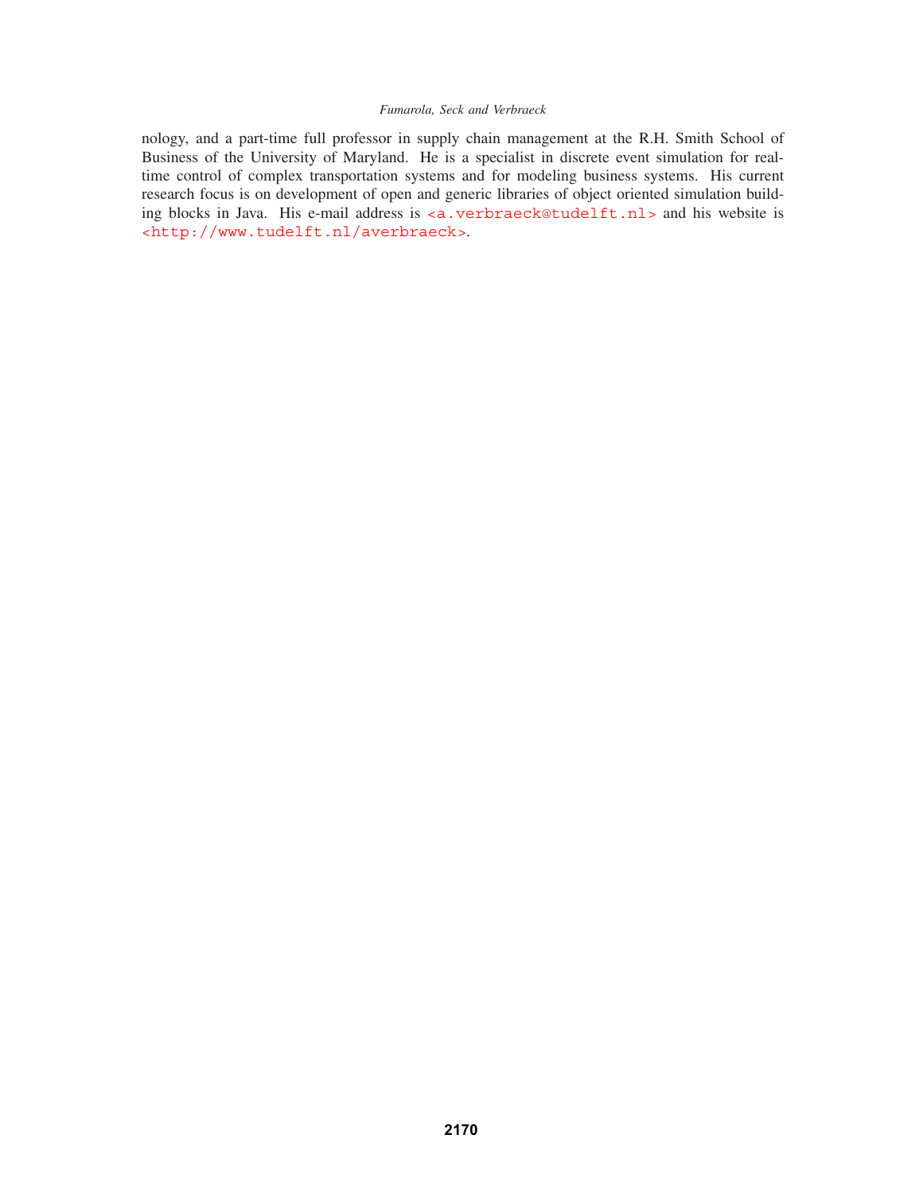nology, and a part-time full professor in supply chain management at the R.H. Smith School of Business of the University of Maryland. He is a specialist in discrete event simulation for real-time control of complex transportation systems and for modeling business systems. His current research focus is on development of open and generic libraries of object oriented simulation building blocks in Java. His e-mail address is <a.verbraeck@tudelft.nl> and his website is <http://www.tudelft.nl/averbraeck>.